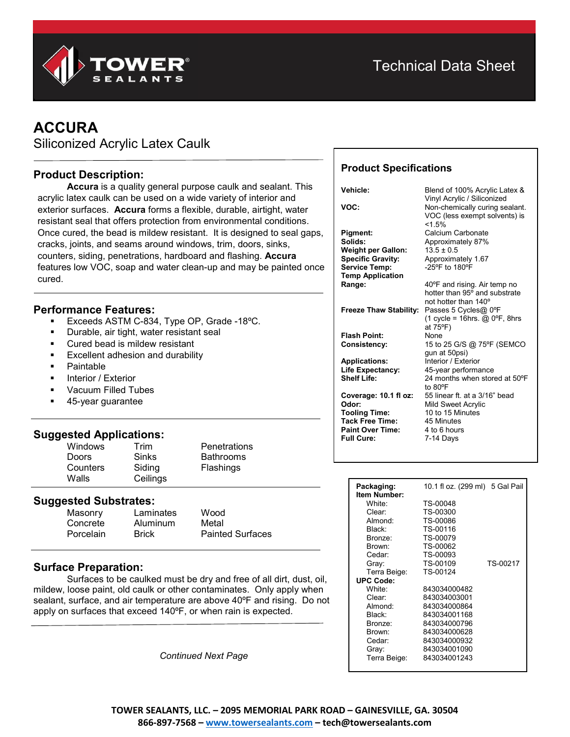Technical Data Sheet

# ACCURA

## Siliconized Acrylic Latex Caulk

## Product Description:

**Accura** is a quality general purpose caulk and sealant. This acrylic latex caulk can be used on a wide variety of interior and exterior surfaces. **Accura** forms a flexible, durable, airtight, water resistant seal that offers protection from environmental conditions. Once cured, the bead is mildew resistant. It is designed to seal gaps, cracks, joints, and seams around windows, trim, doors, sinks, counters, siding, penetrations, hardboard and flashing. **Accura** features low VOC, soap and water clean-up and may be painted once cured.

## Performance Features:

- Exceeds ASTM C-834, Type OP, Grade -18ºC.
- Durable, air tight, water resistant seal
- Cured bead is mildew resistant
- Excellent adhesion and durability
- Paintable
- Interior / Exterior
- Vacuum Filled Tubes
- 45-year guarantee

## Suggested Applications:

| | | |
|---|---|---|
| Windows | Trim | Penetrations |
| Doors | Sinks | Bathrooms |
| Counters | Siding | Flashings |
| Walls | Ceilings | |

## Suggested Substrates:

| | | |
|---|---|---|
| Masonry | Laminates | Wood |
| Concrete | Aluminum | Metal |
| Porcelain | Brick | Painted Surfaces |

## Surface Preparation:

Surfaces to be caulked must be dry and free of all dirt, dust, oil, mildew, loose paint, old caulk or other contaminates. Only apply when sealant, surface, and air temperature are above 40ºF and rising. Do not apply on surfaces that exceed 140ºF, or when rain is expected.

*Continued Next Page*

## Product Specifications

| | |
|---|---|
| **Vehicle:** | Blend of 100% Acrylic Latex & Vinyl Acrylic / Siliconized |
| **VOC:** | Non-chemically curing sealant. VOC (less exempt solvents) is <1.5% |
| **Pigment:** | Calcium Carbonate |
| **Solids:** | Approximately 87% |
| **Weight per Gallon:** | 13.5 ± 0.5 |
| **Specific Gravity:** | Approximately 1.67 |
| **Service Temp:** | -25ºF to 180ºF |
| **Temp Application Range:** | 40ºF and rising. Air temp no hotter than 95º and substrate not hotter than 140º |
| **Freeze Thaw Stability:** | Passes 5 Cycles@ 0ºF (1 cycle = 16hrs. @ 0ºF, 8hrs at 75ºF) |
| **Flash Point:** | None |
| **Consistency:** | 15 to 25 G/S @ 75ºF (SEMCO gun at 50psi) |
| **Applications:** | Interior / Exterior |
| **Life Expectancy:** | 45-year performance |
| **Shelf Life:** | 24 months when stored at 50ºF to 80ºF |
| **Coverage: 10.1 fl oz:** | 55 linear ft. at a 3/16" bead |
| **Odor:** | Mild Sweet Acrylic |
| **Tooling Time:** | 10 to 15 Minutes |
| **Tack Free Time:** | 45 Minutes |
| **Paint Over Time:** | 4 to 6 hours |
| **Full Cure:** | 7-14 Days |

| **Packaging:** | 10.1 fl oz. (299 ml) | 5 Gal Pail |
|---|---|---|
| **Item Number:** | | |
| White: | TS-00048 | |
| Clear: | TS-00300 | |
| Almond: | TS-00086 | |
| Black: | TS-00116 | |
| Bronze: | TS-00079 | |
| Brown: | TS-00062 | |
| Cedar: | TS-00093 | |
| Gray: | TS-00109 | TS-00217 |
| Terra Beige: | TS-00124 | |
| **UPC Code:** | | |
| White: | 843034000482 | |
| Clear: | 843034003001 | |
| Almond: | 843034000864 | |
| Black: | 843034001168 | |
| Bronze: | 843034000796 | |
| Brown: | 843034000628 | |
| Cedar: | 843034000932 | |
| Gray: | 843034001090 | |
| Terra Beige: | 843034001243 | |

**TOWER SEALANTS, LLC. – 2095 MEMORIAL PARK ROAD – GAINESVILLE, GA. 30504**
**866-897-7568 – www.towersealants.com – tech@towersealants.com**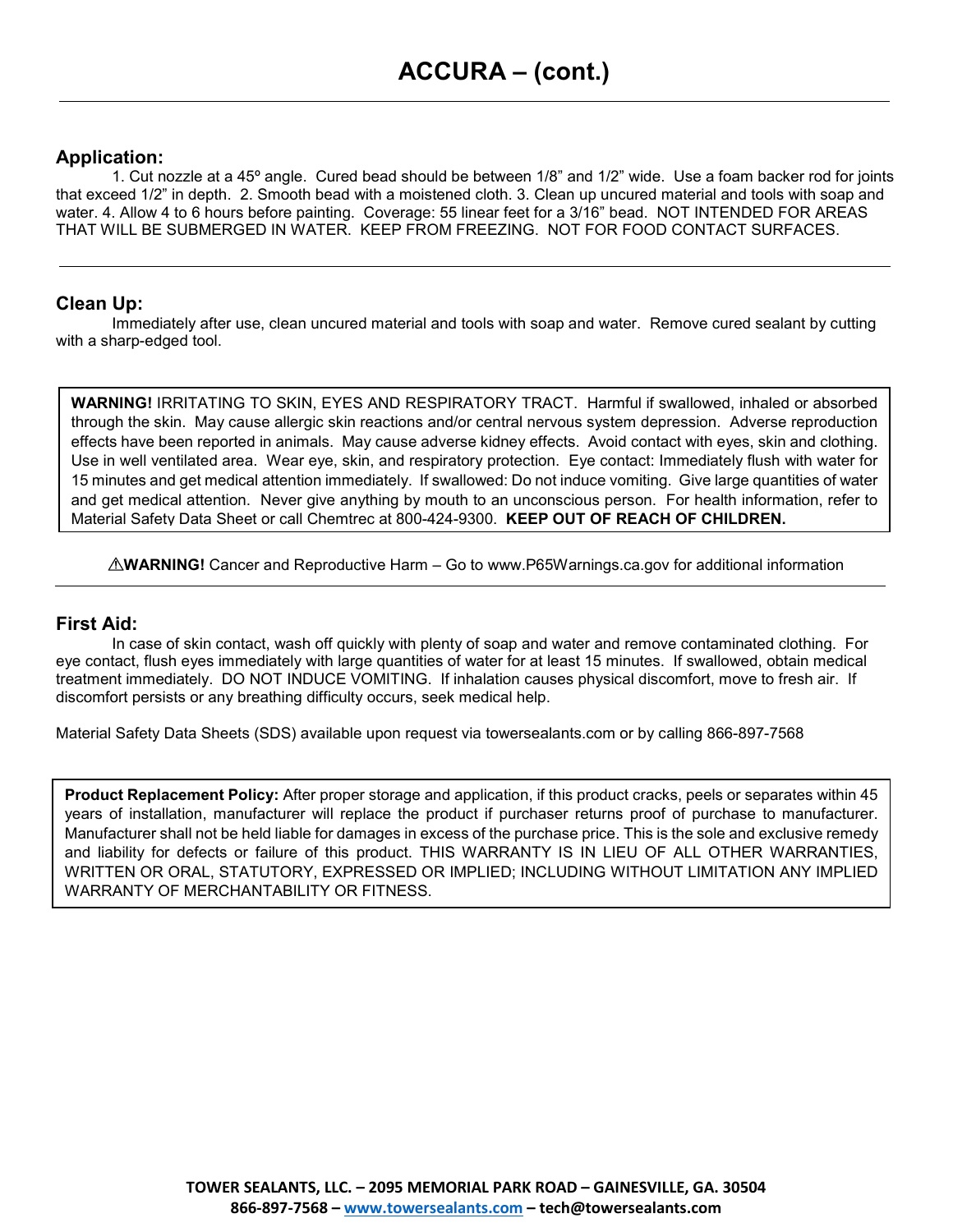# ACCURA – (cont.)

## Application:

1. Cut nozzle at a 45º angle. Cured bead should be between 1/8" and 1/2" wide. Use a foam backer rod for joints that exceed 1/2" in depth. 2. Smooth bead with a moistened cloth. 3. Clean up uncured material and tools with soap and water. 4. Allow 4 to 6 hours before painting. Coverage: 55 linear feet for a 3/16" bead. NOT INTENDED FOR AREAS THAT WILL BE SUBMERGED IN WATER. KEEP FROM FREEZING. NOT FOR FOOD CONTACT SURFACES.

## Clean Up:

Immediately after use, clean uncured material and tools with soap and water. Remove cured sealant by cutting with a sharp-edged tool.

**WARNING!** IRRITATING TO SKIN, EYES AND RESPIRATORY TRACT. Harmful if swallowed, inhaled or absorbed through the skin. May cause allergic skin reactions and/or central nervous system depression. Adverse reproduction effects have been reported in animals. May cause adverse kidney effects. Avoid contact with eyes, skin and clothing. Use in well ventilated area. Wear eye, skin, and respiratory protection. Eye contact: Immediately flush with water for 15 minutes and get medical attention immediately. If swallowed: Do not induce vomiting. Give large quantities of water and get medical attention. Never give anything by mouth to an unconscious person. For health information, refer to Material Safety Data Sheet or call Chemtrec at 800-424-9300. **KEEP OUT OF REACH OF CHILDREN.**

⚠**WARNING!** Cancer and Reproductive Harm – Go to www.P65Warnings.ca.gov for additional information

## First Aid:

In case of skin contact, wash off quickly with plenty of soap and water and remove contaminated clothing. For eye contact, flush eyes immediately with large quantities of water for at least 15 minutes. If swallowed, obtain medical treatment immediately. DO NOT INDUCE VOMITING. If inhalation causes physical discomfort, move to fresh air. If discomfort persists or any breathing difficulty occurs, seek medical help.

Material Safety Data Sheets (SDS) available upon request via towersealants.com or by calling 866-897-7568

**Product Replacement Policy:** After proper storage and application, if this product cracks, peels or separates within 45 years of installation, manufacturer will replace the product if purchaser returns proof of purchase to manufacturer. Manufacturer shall not be held liable for damages in excess of the purchase price. This is the sole and exclusive remedy and liability for defects or failure of this product. THIS WARRANTY IS IN LIEU OF ALL OTHER WARRANTIES, WRITTEN OR ORAL, STATUTORY, EXPRESSED OR IMPLIED; INCLUDING WITHOUT LIMITATION ANY IMPLIED WARRANTY OF MERCHANTABILITY OR FITNESS.

**TOWER SEALANTS, LLC. – 2095 MEMORIAL PARK ROAD – GAINESVILLE, GA. 30504**
**866-897-7568 – www.towersealants.com – tech@towersealants.com**